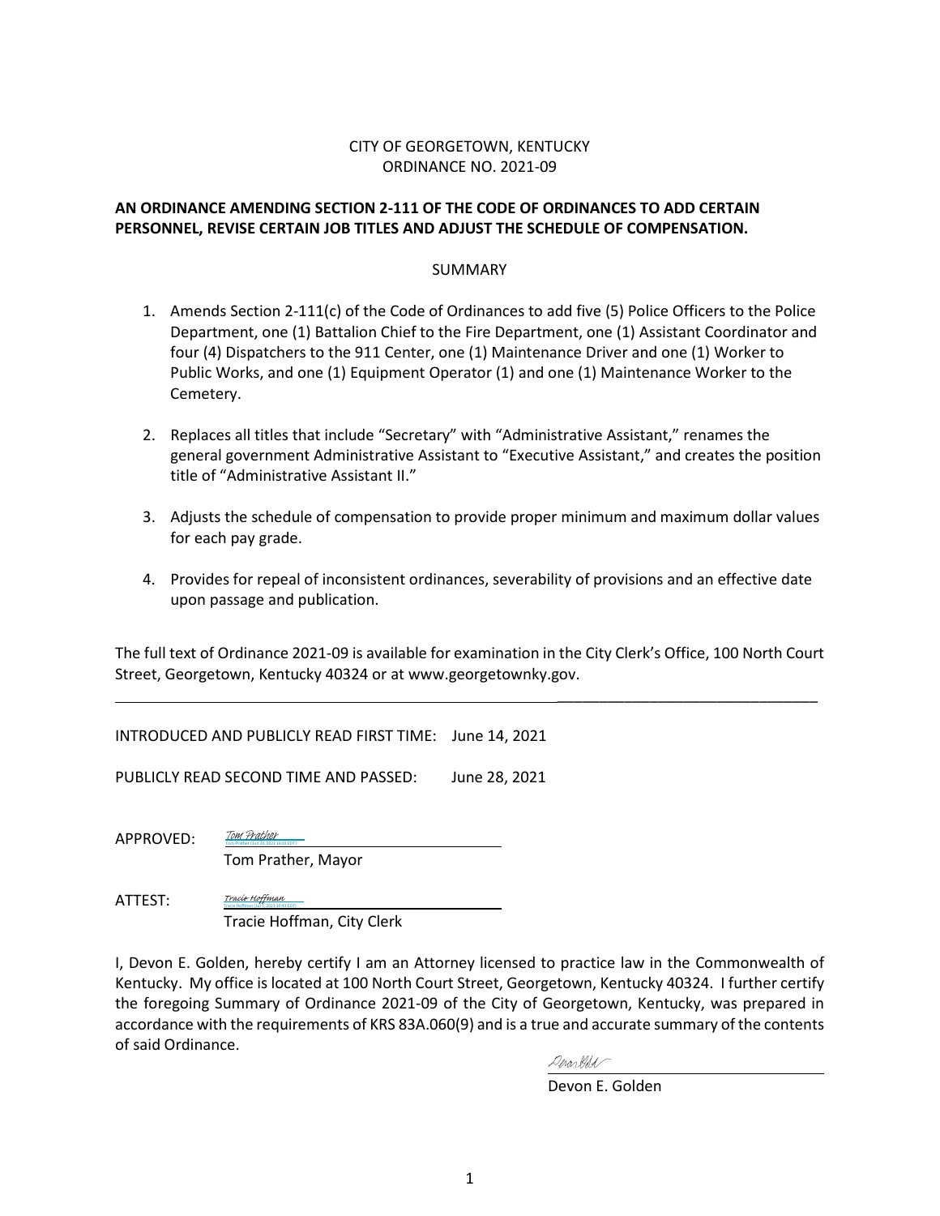CITY OF GEORGETOWN, KENTUCKY
ORDINANCE NO. 2021-09

**AN ORDINANCE AMENDING SECTION 2-111 OF THE CODE OF ORDINANCES TO ADD CERTAIN PERSONNEL, REVISE CERTAIN JOB TITLES AND ADJUST THE SCHEDULE OF COMPENSATION.**

SUMMARY

1. Amends Section 2-111(c) of the Code of Ordinances to add five (5) Police Officers to the Police Department, one (1) Battalion Chief to the Fire Department, one (1) Assistant Coordinator and four (4) Dispatchers to the 911 Center, one (1) Maintenance Driver and one (1) Worker to Public Works, and one (1) Equipment Operator (1) and one (1) Maintenance Worker to the Cemetery.

2. Replaces all titles that include "Secretary" with "Administrative Assistant," renames the general government Administrative Assistant to "Executive Assistant," and creates the position title of "Administrative Assistant II."

3. Adjusts the schedule of compensation to provide proper minimum and maximum dollar values for each pay grade.

4. Provides for repeal of inconsistent ordinances, severability of provisions and an effective date upon passage and publication.

The full text of Ordinance 2021-09 is available for examination in the City Clerk's Office, 100 North Court Street, Georgetown, Kentucky 40324 or at www.georgetownky.gov.

---

INTRODUCED AND PUBLICLY READ FIRST TIME: June 14, 2021

PUBLICLY READ SECOND TIME AND PASSED: June 28, 2021

APPROVED: *Tom Prather*
Tom Prather, Mayor

ATTEST: *Tracie Hoffman*
Tracie Hoffman, City Clerk

I, Devon E. Golden, hereby certify I am an Attorney licensed to practice law in the Commonwealth of Kentucky. My office is located at 100 North Court Street, Georgetown, Kentucky 40324. I further certify the foregoing Summary of Ordinance 2021-09 of the City of Georgetown, Kentucky, was prepared in accordance with the requirements of KRS 83A.060(9) and is a true and accurate summary of the contents of said Ordinance.

Devon E. Golden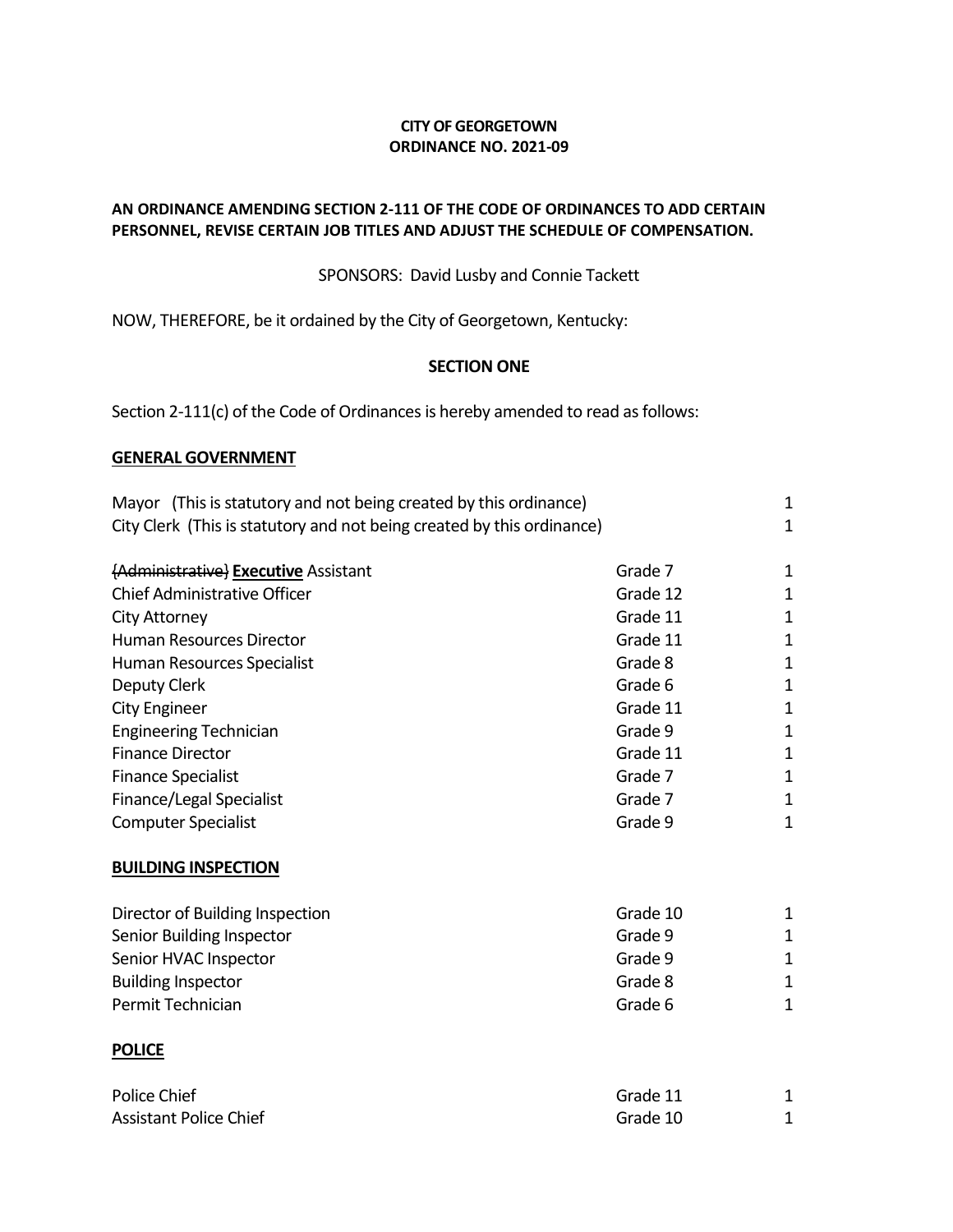**CITY OF GEORGETOWN**
**ORDINANCE NO. 2021-09**

**AN ORDINANCE AMENDING SECTION 2-111 OF THE CODE OF ORDINANCES TO ADD CERTAIN PERSONNEL, REVISE CERTAIN JOB TITLES AND ADJUST THE SCHEDULE OF COMPENSATION.**

SPONSORS: David Lusby and Connie Tackett

NOW, THEREFORE, be it ordained by the City of Georgetown, Kentucky:

**SECTION ONE**

Section 2-111(c) of the Code of Ordinances is hereby amended to read as follows:

**GENERAL GOVERNMENT**

| Position | Grade | Number |
|---|---|---|
| Mayor (This is statutory and not being created by this ordinance) | | 1 |
| City Clerk (This is statutory and not being created by this ordinance) | | 1 |
| ~~{Administrative}~~ **Executive** Assistant | Grade 7 | 1 |
| Chief Administrative Officer | Grade 12 | 1 |
| City Attorney | Grade 11 | 1 |
| Human Resources Director | Grade 11 | 1 |
| Human Resources Specialist | Grade 8 | 1 |
| Deputy Clerk | Grade 6 | 1 |
| City Engineer | Grade 11 | 1 |
| Engineering Technician | Grade 9 | 1 |
| Finance Director | Grade 11 | 1 |
| Finance Specialist | Grade 7 | 1 |
| Finance/Legal Specialist | Grade 7 | 1 |
| Computer Specialist | Grade 9 | 1 |

**BUILDING INSPECTION**

| Position | Grade | Number |
|---|---|---|
| Director of Building Inspection | Grade 10 | 1 |
| Senior Building Inspector | Grade 9 | 1 |
| Senior HVAC Inspector | Grade 9 | 1 |
| Building Inspector | Grade 8 | 1 |
| Permit Technician | Grade 6 | 1 |

**POLICE**

| Position | Grade | Number |
|---|---|---|
| Police Chief | Grade 11 | 1 |
| Assistant Police Chief | Grade 10 | 1 |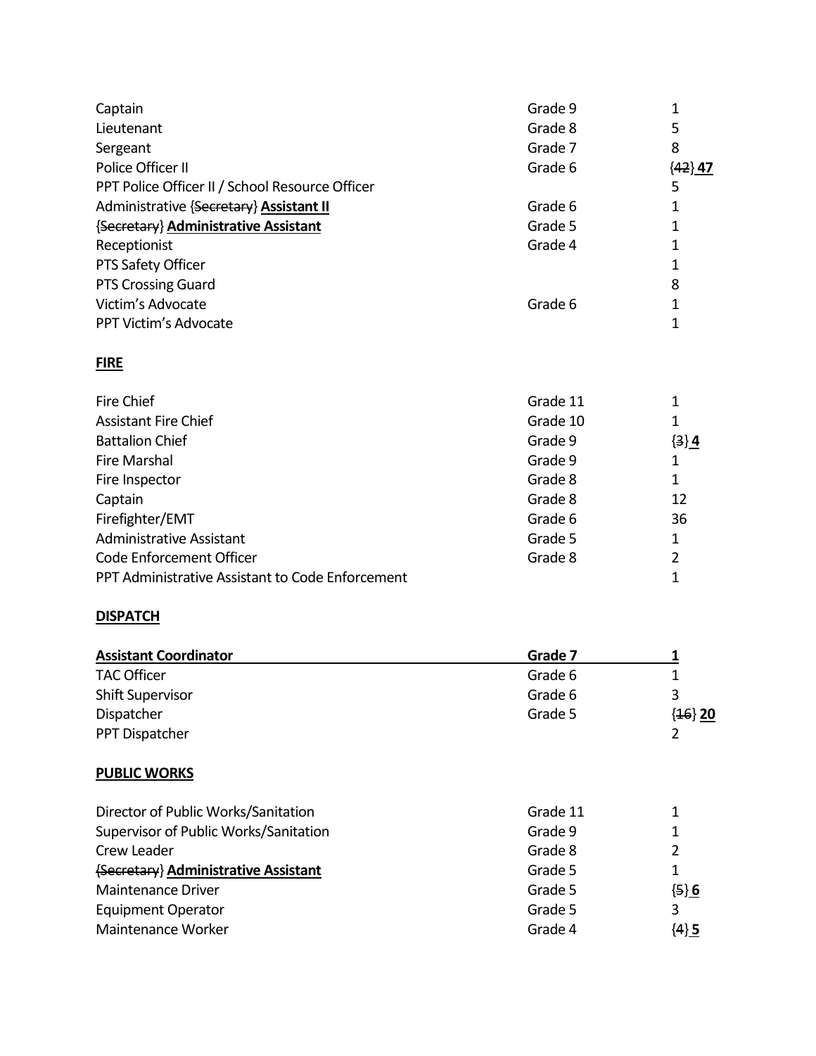| | | |
|---|---|---|
| Captain | Grade 9 | 1 |
| Lieutenant | Grade 8 | 5 |
| Sergeant | Grade 7 | 8 |
| Police Officer II | Grade 6 | {~~42~~} **<u>47</u>** |
| PPT Police Officer II / School Resource Officer | | 5 |
| Administrative {~~Secretary~~} **<u>Assistant II</u>** | Grade 6 | 1 |
| {~~Secretary~~} **<u>Administrative Assistant</u>** | Grade 5 | 1 |
| Receptionist | Grade 4 | 1 |
| PTS Safety Officer | | 1 |
| PTS Crossing Guard | | 8 |
| Victim's Advocate | Grade 6 | 1 |
| PPT Victim's Advocate | | 1 |

**<u>FIRE</u>**

| | | |
|---|---|---|
| Fire Chief | Grade 11 | 1 |
| Assistant Fire Chief | Grade 10 | 1 |
| Battalion Chief | Grade 9 | {~~3~~} **<u>4</u>** |
| Fire Marshal | Grade 9 | 1 |
| Fire Inspector | Grade 8 | 1 |
| Captain | Grade 8 | 12 |
| Firefighter/EMT | Grade 6 | 36 |
| Administrative Assistant | Grade 5 | 1 |
| Code Enforcement Officer | Grade 8 | 2 |
| PPT Administrative Assistant to Code Enforcement | | 1 |

**<u>DISPATCH</u>**

| | | |
|---|---|---|
| **<u>Assistant Coordinator</u>** | **<u>Grade 7</u>** | **<u>1</u>** |
| TAC Officer | Grade 6 | 1 |
| Shift Supervisor | Grade 6 | 3 |
| Dispatcher | Grade 5 | {~~16~~} **<u>20</u>** |
| PPT Dispatcher | | 2 |

**<u>PUBLIC WORKS</u>**

| | | |
|---|---|---|
| Director of Public Works/Sanitation | Grade 11 | 1 |
| Supervisor of Public Works/Sanitation | Grade 9 | 1 |
| Crew Leader | Grade 8 | 2 |
| {~~Secretary~~} **<u>Administrative Assistant</u>** | Grade 5 | 1 |
| Maintenance Driver | Grade 5 | {~~5~~} **<u>6</u>** |
| Equipment Operator | Grade 5 | 3 |
| Maintenance Worker | Grade 4 | {~~4~~} **<u>5</u>** |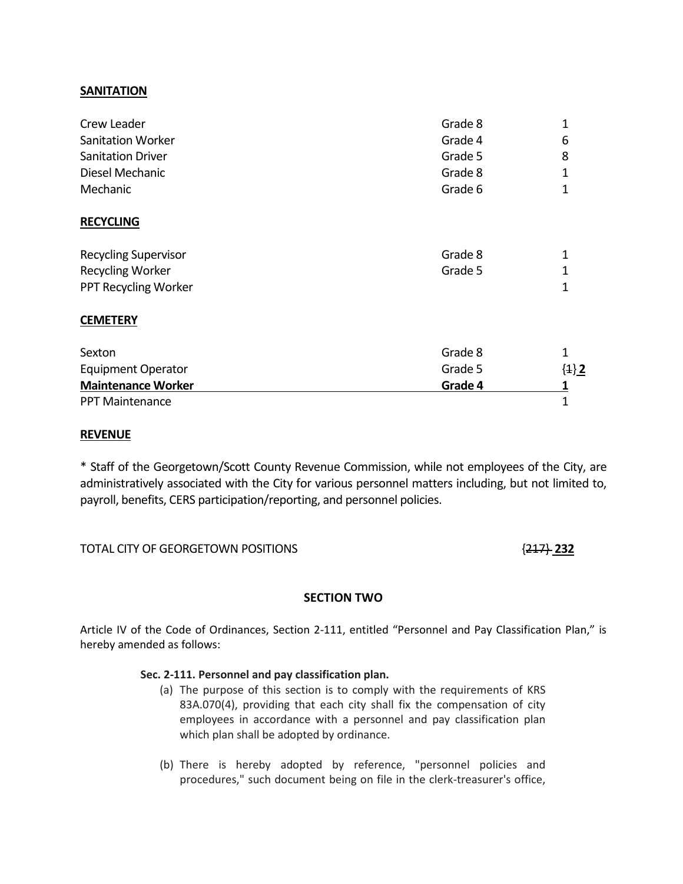**SANITATION**

| | | |
|---|---|---|
| Crew Leader | Grade 8 | 1 |
| Sanitation Worker | Grade 4 | 6 |
| Sanitation Driver | Grade 5 | 8 |
| Diesel Mechanic | Grade 8 | 1 |
| Mechanic | Grade 6 | 1 |

**RECYCLING**

| | | |
|---|---|---|
| Recycling Supervisor | Grade 8 | 1 |
| Recycling Worker | Grade 5 | 1 |
| PPT Recycling Worker | | 1 |

**CEMETERY**

| | | |
|---|---|---|
| Sexton | Grade 8 | 1 |
| Equipment Operator | Grade 5 | {~~1~~} **2** |
| **Maintenance Worker** | **Grade 4** | **1** |
| PPT Maintenance | | 1 |

**REVENUE**

* Staff of the Georgetown/Scott County Revenue Commission, while not employees of the City, are administratively associated with the City for various personnel matters including, but not limited to, payroll, benefits, CERS participation/reporting, and personnel policies.

TOTAL CITY OF GEORGETOWN POSITIONS {~~217~~} **232**

**SECTION TWO**

Article IV of the Code of Ordinances, Section 2-111, entitled "Personnel and Pay Classification Plan," is hereby amended as follows:

**Sec. 2-111. Personnel and pay classification plan.**

(a) The purpose of this section is to comply with the requirements of KRS 83A.070(4), providing that each city shall fix the compensation of city employees in accordance with a personnel and pay classification plan which plan shall be adopted by ordinance.

(b) There is hereby adopted by reference, "personnel policies and procedures," such document being on file in the clerk-treasurer's office,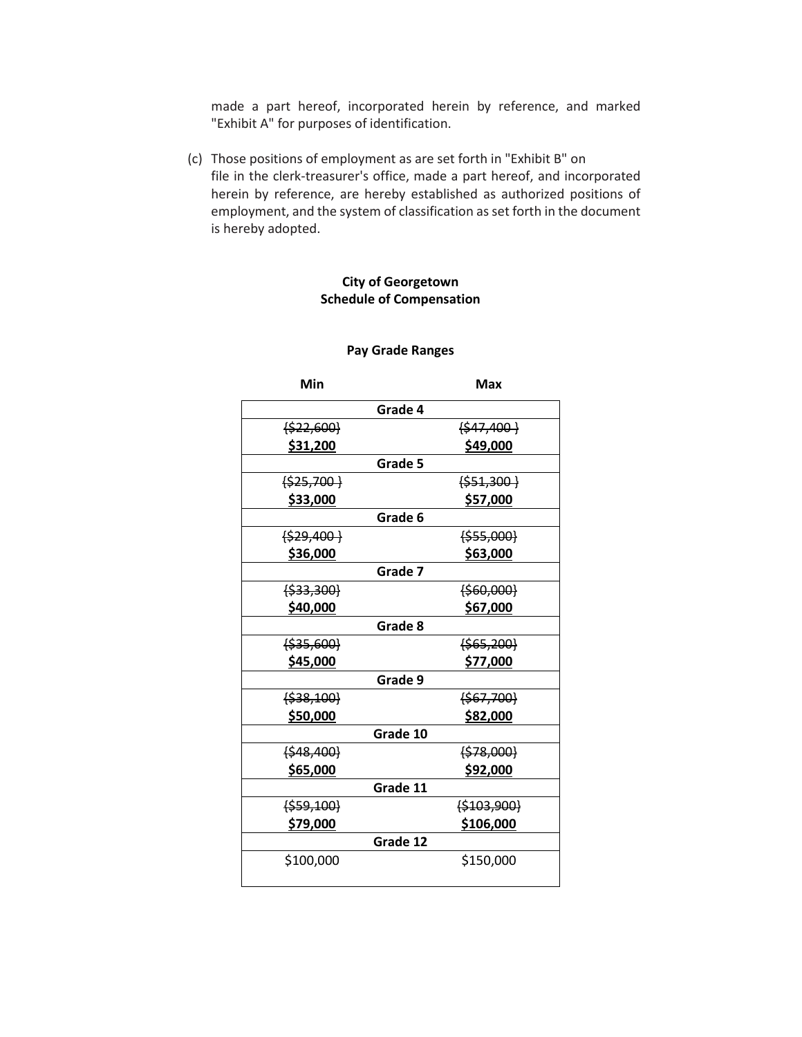made a part hereof, incorporated herein by reference, and marked "Exhibit A" for purposes of identification.

(c) Those positions of employment as are set forth in "Exhibit B" on file in the clerk-treasurer's office, made a part hereof, and incorporated herein by reference, are hereby established as authorized positions of employment, and the system of classification as set forth in the document is hereby adopted.

**City of Georgetown**
**Schedule of Compensation**

**Pay Grade Ranges**

| Min | | Max |
|---|---|---|
| | **Grade 4** | |
| ~~{$22,600}~~ <br> **$31,200** | | ~~{$47,400 }~~ <br> **$49,000** |
| | **Grade 5** | |
| ~~{$25,700 }~~ <br> **$33,000** | | ~~{$51,300 }~~ <br> **$57,000** |
| | **Grade 6** | |
| ~~{$29,400 }~~ <br> **$36,000** | | ~~{$55,000}~~ <br> **$63,000** |
| | **Grade 7** | |
| ~~{$33,300}~~ <br> **$40,000** | | ~~{$60,000}~~ <br> **$67,000** |
| | **Grade 8** | |
| ~~{$35,600}~~ <br> **$45,000** | | ~~{$65,200}~~ <br> **$77,000** |
| | **Grade 9** | |
| ~~{$38,100}~~ <br> **$50,000** | | ~~{$67,700}~~ <br> **$82,000** |
| | **Grade 10** | |
| ~~{$48,400}~~ <br> **$65,000** | | ~~{$78,000}~~ <br> **$92,000** |
| | **Grade 11** | |
| ~~{$59,100}~~ <br> **$79,000** | | ~~{$103,900}~~ <br> **$106,000** |
| | **Grade 12** | |
| $100,000 | | $150,000 |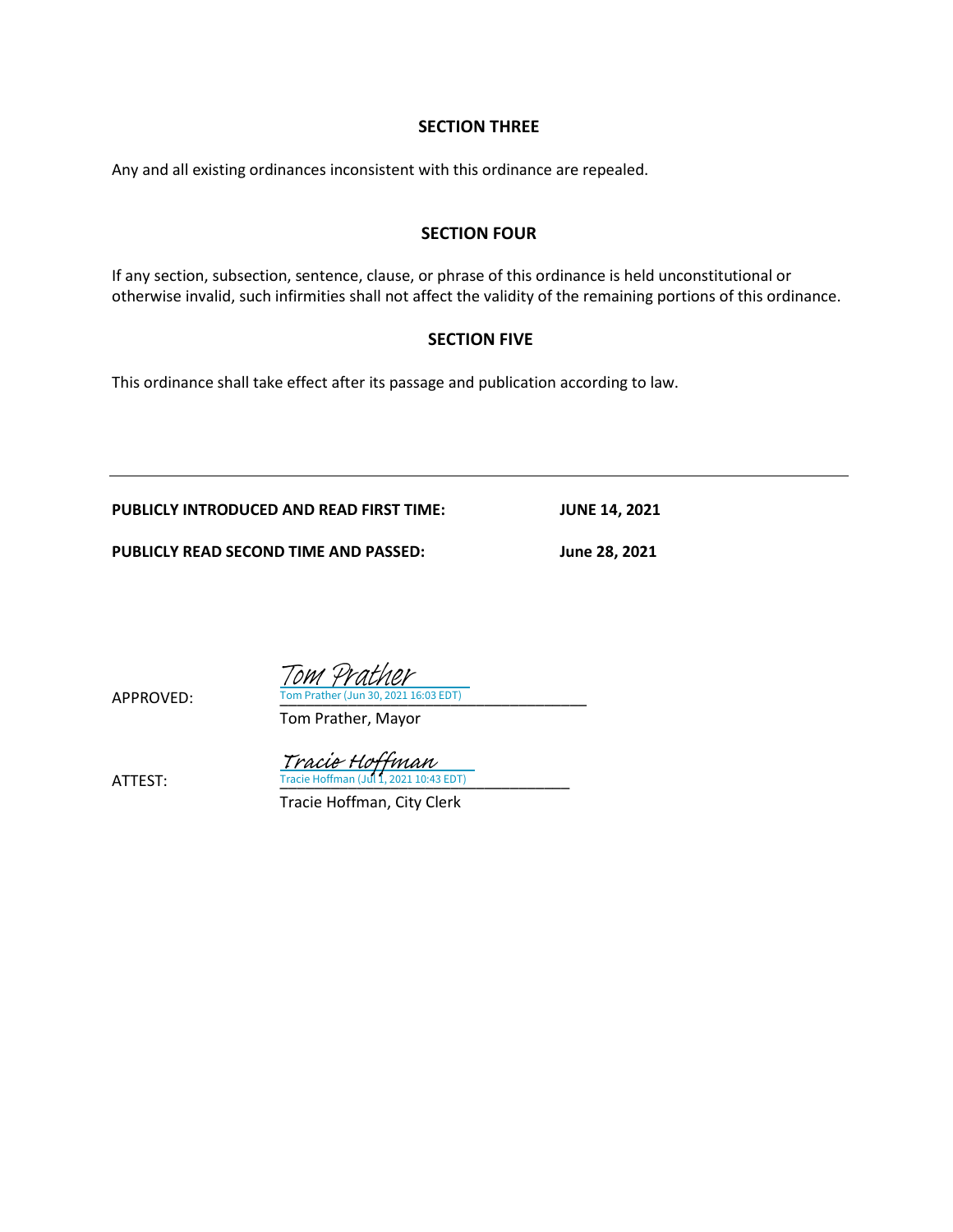## SECTION THREE

Any and all existing ordinances inconsistent with this ordinance are repealed.

## SECTION FOUR

If any section, subsection, sentence, clause, or phrase of this ordinance is held unconstitutional or otherwise invalid, such infirmities shall not affect the validity of the remaining portions of this ordinance.

## SECTION FIVE

This ordinance shall take effect after its passage and publication according to law.

---

**PUBLICLY INTRODUCED AND READ FIRST TIME:** **JUNE 14, 2021**

**PUBLICLY READ SECOND TIME AND PASSED:** **June 28, 2021**

APPROVED: Tom Prather
Tom Prather (Jun 30, 2021 16:03 EDT)
Tom Prather, Mayor

ATTEST: Tracie Hoffman
Tracie Hoffman (Jul 1, 2021 10:43 EDT)
Tracie Hoffman, City Clerk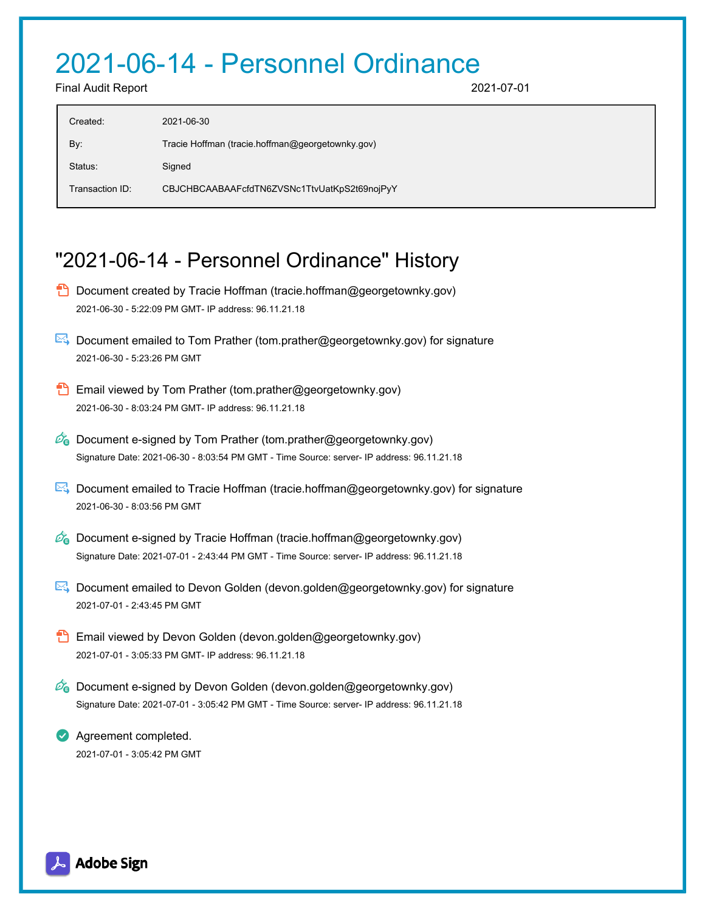# 2021-06-14 - Personnel Ordinance

Final Audit Report 2021-07-01

| | |
|---|---|
| Created: | 2021-06-30 |
| By: | Tracie Hoffman (tracie.hoffman@georgetownky.gov) |
| Status: | Signed |
| Transaction ID: | CBJCHBCAABAAFcfdTN6ZVSNc1TtvUatKpS2t69nojPyY |

## "2021-06-14 - Personnel Ordinance" History

- Document created by Tracie Hoffman (tracie.hoffman@georgetownky.gov)
  2021-06-30 - 5:22:09 PM GMT- IP address: 96.11.21.18

- Document emailed to Tom Prather (tom.prather@georgetownky.gov) for signature
  2021-06-30 - 5:23:26 PM GMT

- Email viewed by Tom Prather (tom.prather@georgetownky.gov)
  2021-06-30 - 8:03:24 PM GMT- IP address: 96.11.21.18

- Document e-signed by Tom Prather (tom.prather@georgetownky.gov)
  Signature Date: 2021-06-30 - 8:03:54 PM GMT - Time Source: server- IP address: 96.11.21.18

- Document emailed to Tracie Hoffman (tracie.hoffman@georgetownky.gov) for signature
  2021-06-30 - 8:03:56 PM GMT

- Document e-signed by Tracie Hoffman (tracie.hoffman@georgetownky.gov)
  Signature Date: 2021-07-01 - 2:43:44 PM GMT - Time Source: server- IP address: 96.11.21.18

- Document emailed to Devon Golden (devon.golden@georgetownky.gov) for signature
  2021-07-01 - 2:43:45 PM GMT

- Email viewed by Devon Golden (devon.golden@georgetownky.gov)
  2021-07-01 - 3:05:33 PM GMT- IP address: 96.11.21.18

- Document e-signed by Devon Golden (devon.golden@georgetownky.gov)
  Signature Date: 2021-07-01 - 3:05:42 PM GMT - Time Source: server- IP address: 96.11.21.18

- Agreement completed.
  2021-07-01 - 3:05:42 PM GMT

Adobe Sign